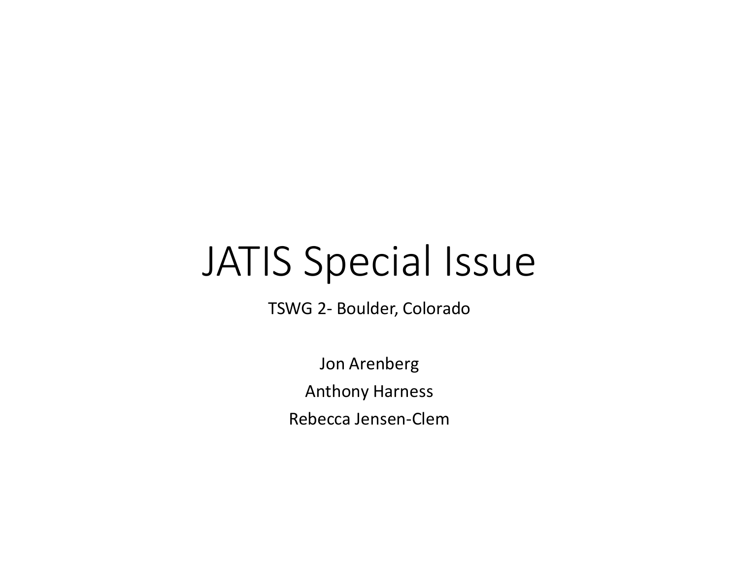# JATIS Special Issue

TSWG 2- Boulder, Colorado

Jon Arenberg

Anthony Harness

Rebecca Jensen-Clem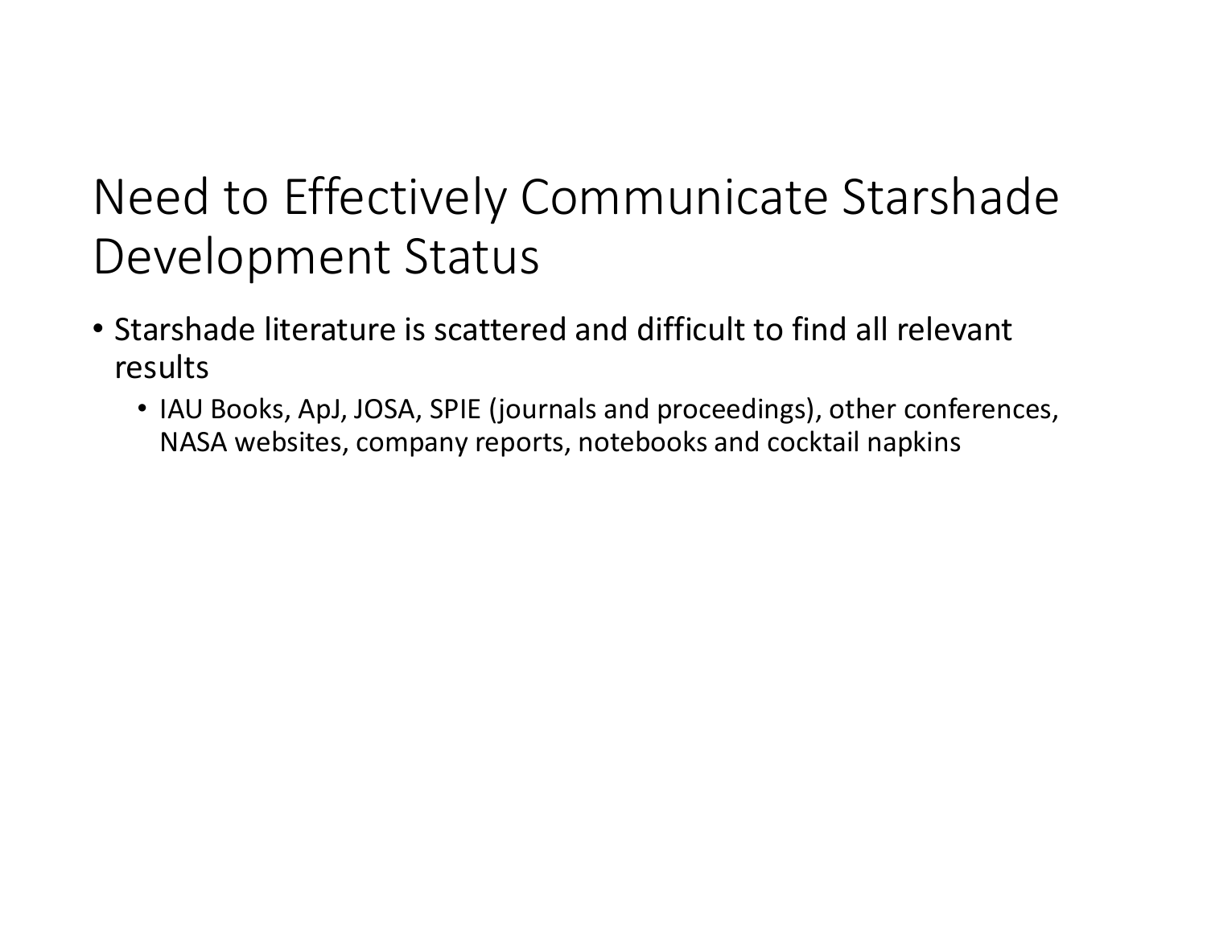# Need to Effectively Communicate Starshade Development Status

- Starshade literature is scattered and difficult to find all relevant results
  - IAU Books, ApJ, JOSA, SPIE (journals and proceedings), other conferences, NASA websites, company reports, notebooks and cocktail napkins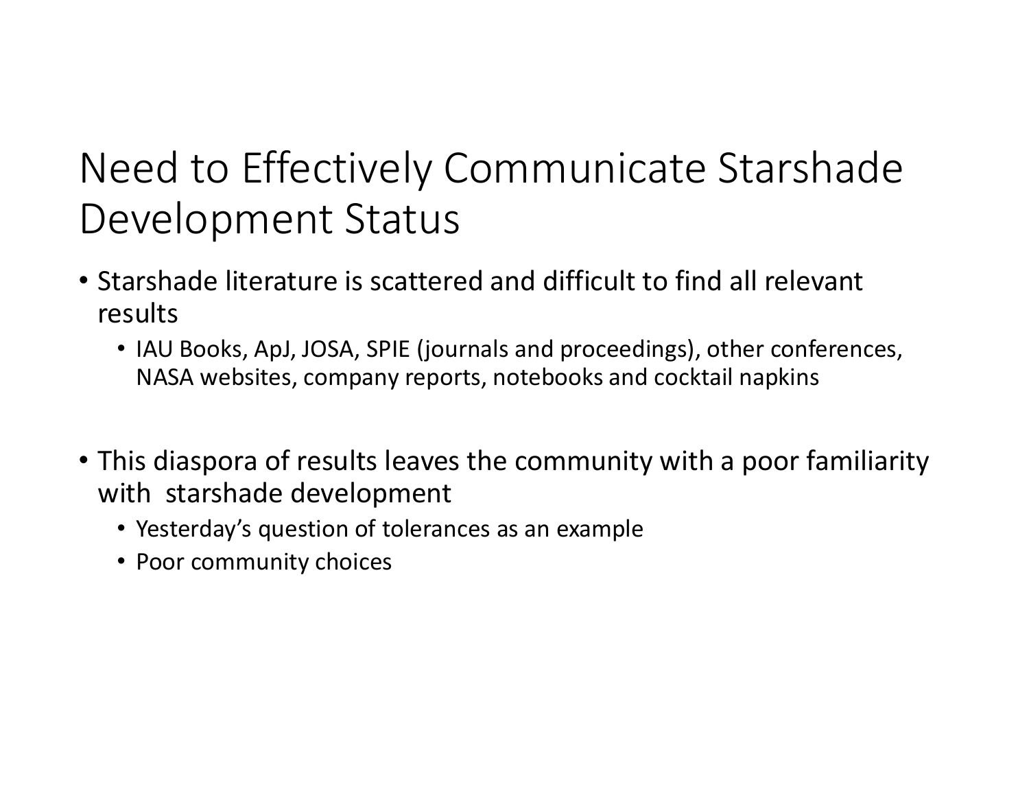# Need to Effectively Communicate Starshade Development Status

- Starshade literature is scattered and difficult to find all relevant results
  - IAU Books, ApJ, JOSA, SPIE (journals and proceedings), other conferences, NASA websites, company reports, notebooks and cocktail napkins
- This diaspora of results leaves the community with a poor familiarity with starshade development
  - Yesterday's question of tolerances as an example
  - Poor community choices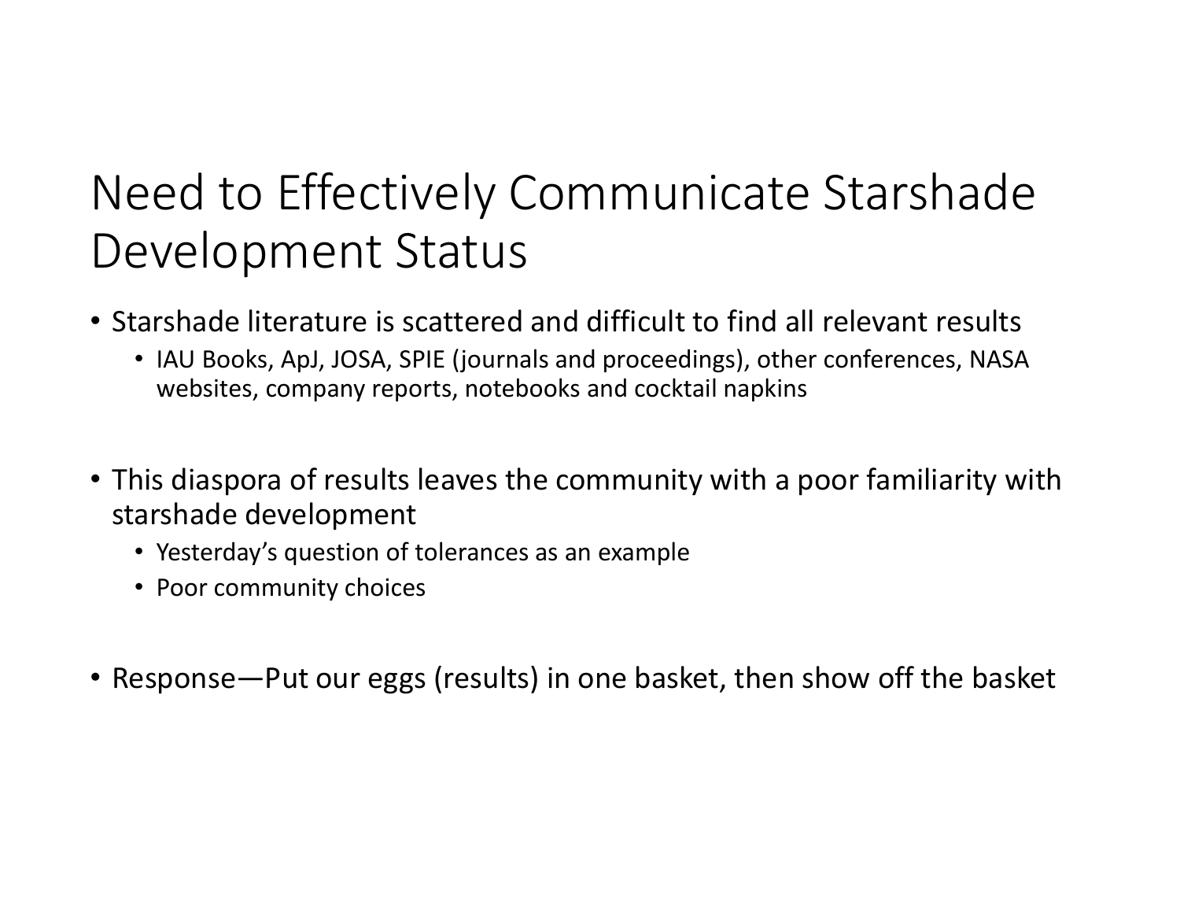# Need to Effectively Communicate Starshade Development Status

- Starshade literature is scattered and difficult to find all relevant results
  - IAU Books, ApJ, JOSA, SPIE (journals and proceedings), other conferences, NASA websites, company reports, notebooks and cocktail napkins

- This diaspora of results leaves the community with a poor familiarity with starshade development
  - Yesterday's question of tolerances as an example
  - Poor community choices

- Response—Put our eggs (results) in one basket, then show off the basket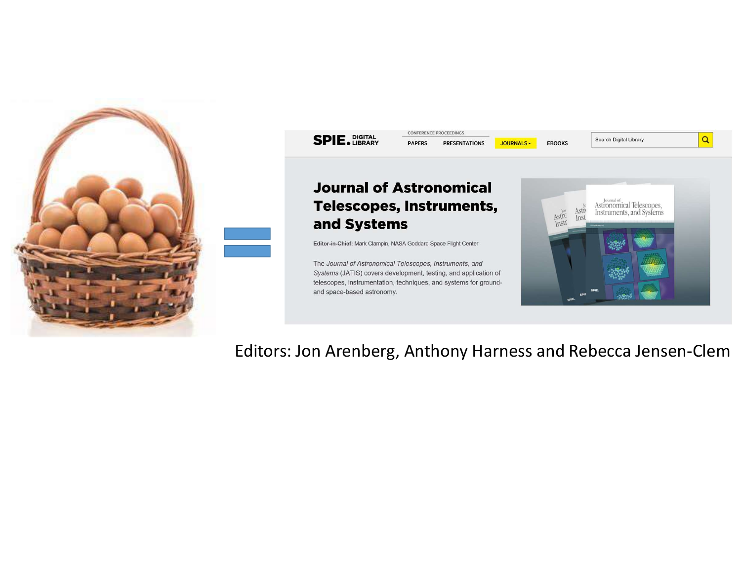SPIE. DIGITAL LIBRARY

CONFERENCE PROCEEDINGS

PAPERS PRESENTATIONS JOURNALS EBOOKS

Search Digital Library

# Journal of Astronomical Telescopes, Instruments, and Systems

**Editor-in-Chief:** Mark Clampin, NASA Goddard Space Flight Center

The *Journal of Astronomical Telescopes, Instruments, and Systems* (JATIS) covers development, testing, and application of telescopes, instrumentation, techniques, and systems for ground- and space-based astronomy.

Editors: Jon Arenberg, Anthony Harness and Rebecca Jensen-Clem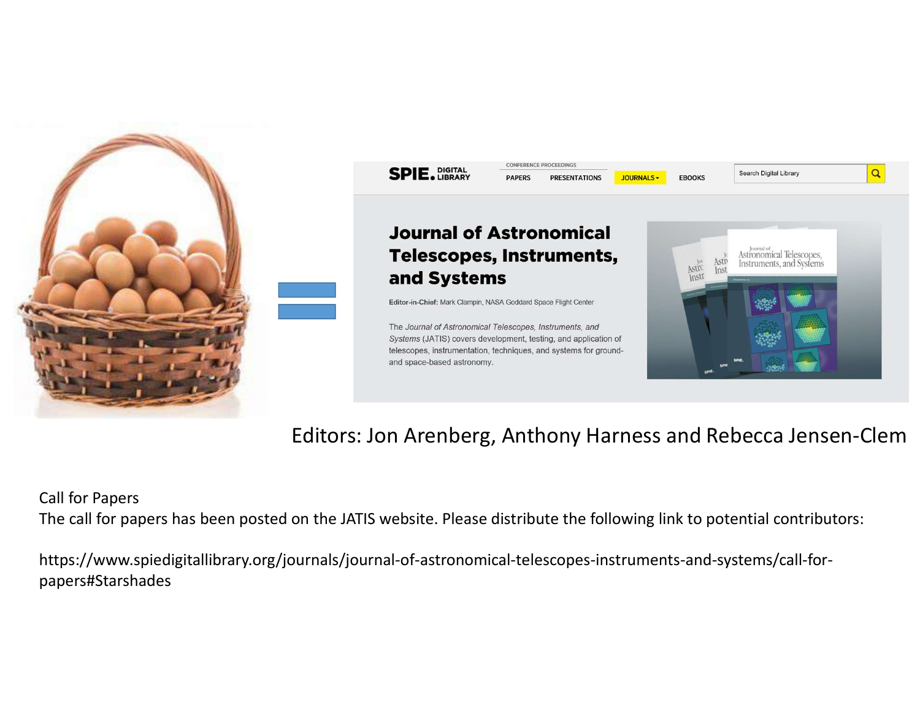Editors: Jon Arenberg, Anthony Harness and Rebecca Jensen-Clem

Call for Papers

The call for papers has been posted on the JATIS website. Please distribute the following link to potential contributors:

https://www.spiedigitallibrary.org/journals/journal-of-astronomical-telescopes-instruments-and-systems/call-for-papers#Starshades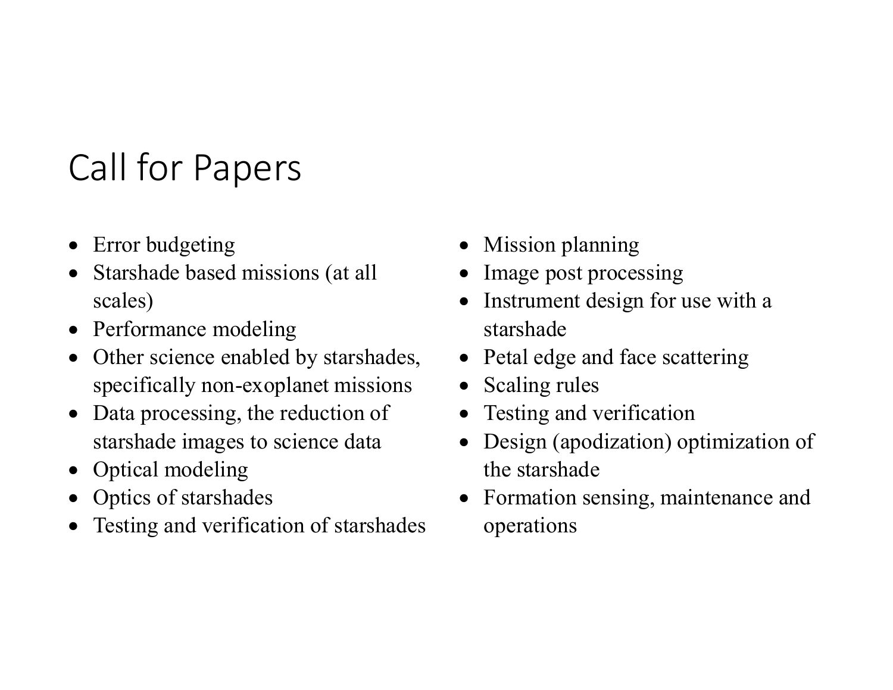# Call for Papers

- Error budgeting
- Starshade based missions (at all scales)
- Performance modeling
- Other science enabled by starshades, specifically non-exoplanet missions
- Data processing, the reduction of starshade images to science data
- Optical modeling
- Optics of starshades
- Testing and verification of starshades
- Mission planning
- Image post processing
- Instrument design for use with a starshade
- Petal edge and face scattering
- Scaling rules
- Testing and verification
- Design (apodization) optimization of the starshade
- Formation sensing, maintenance and operations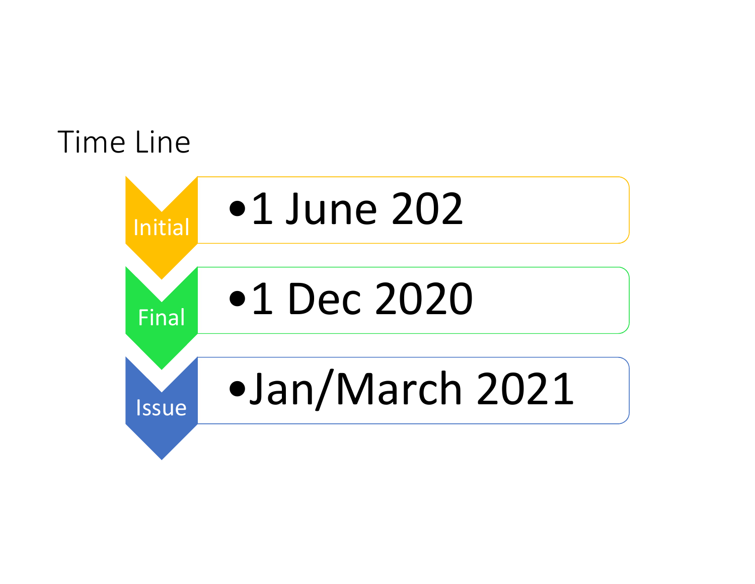# Time Line

- **Initial**
  - 1 June 202
- **Final**
  - 1 Dec 2020
- **Issue**
  - Jan/March 2021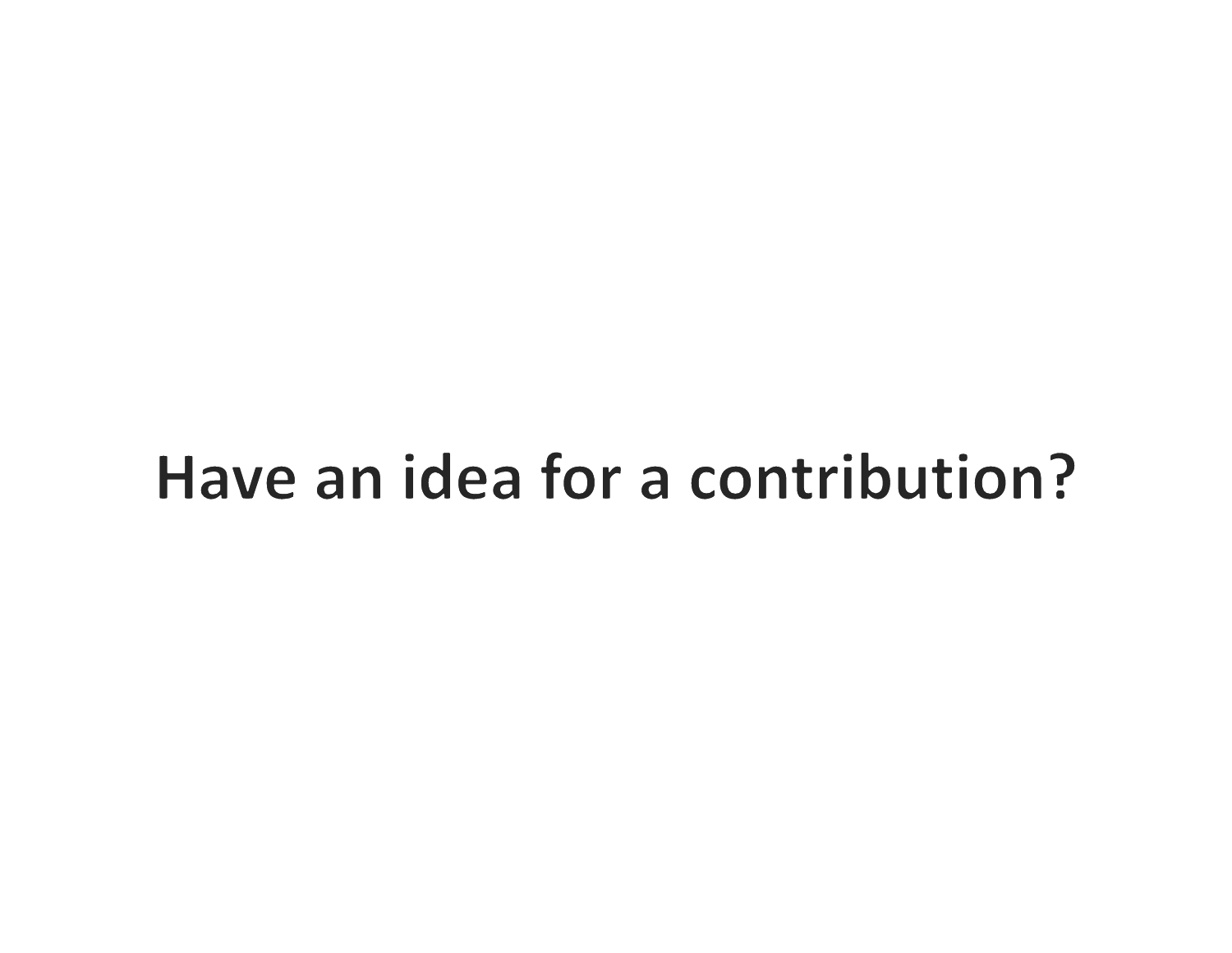# Have an idea for a contribution?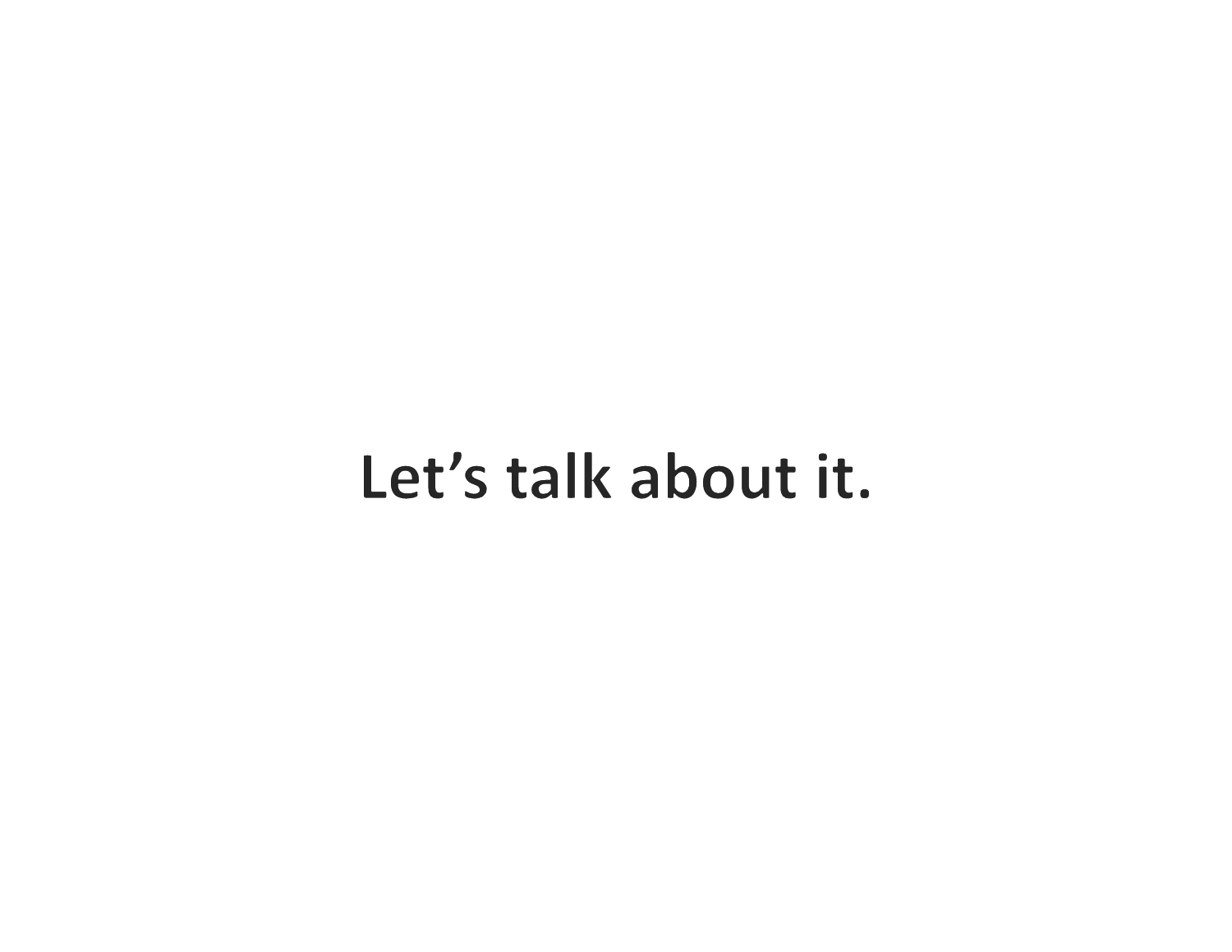Let’s talk about it.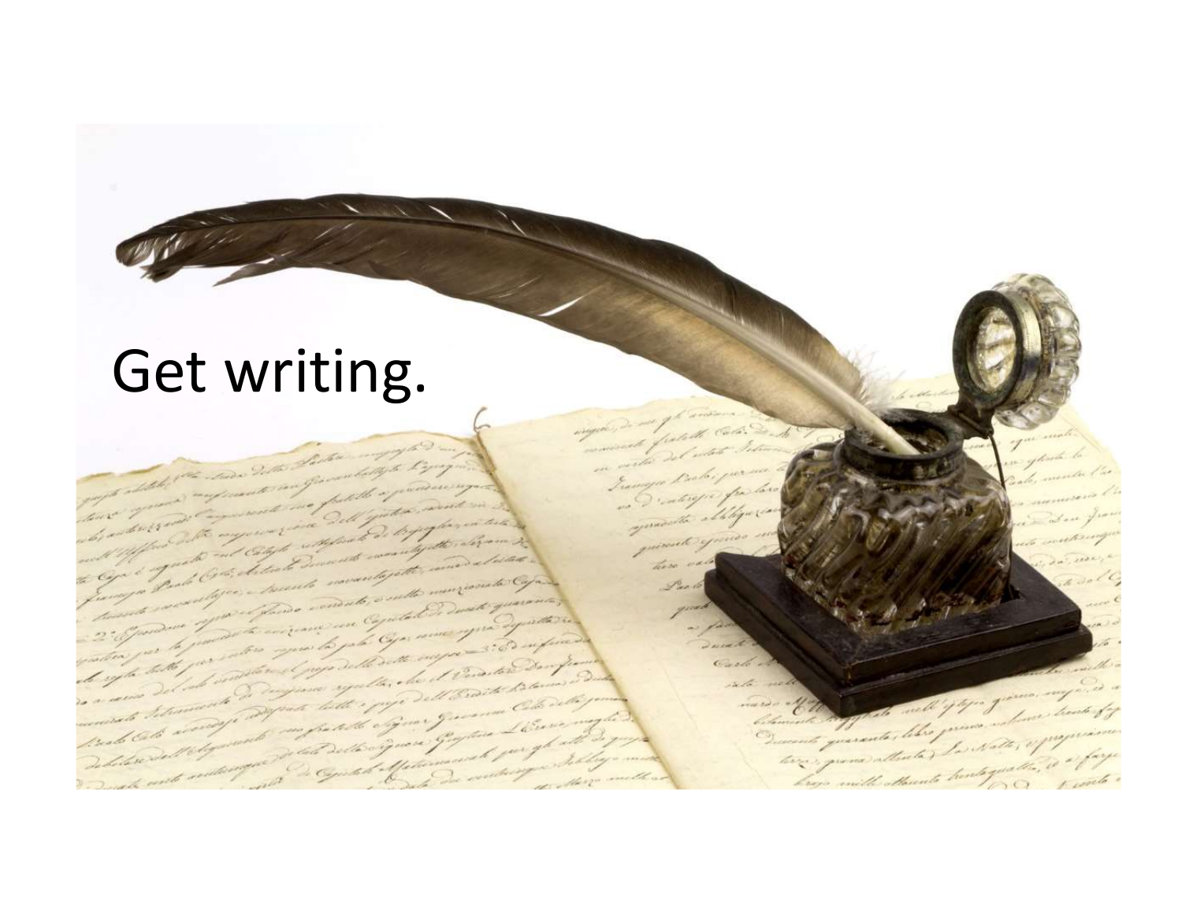Get writing.